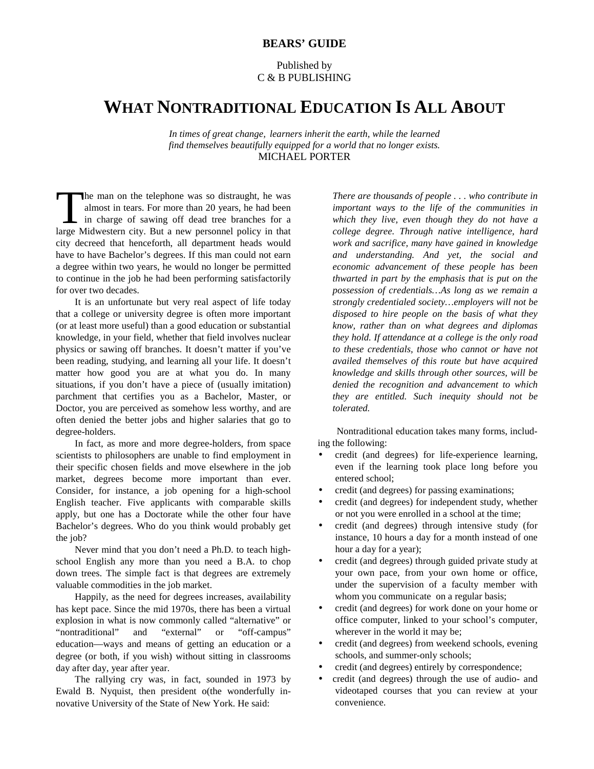**BEARS' GUIDE**

Published by
C & B PUBLISHING

# WHAT NONTRADITIONAL EDUCATION IS ALL ABOUT

*In times of great change, learners inherit the earth, while the learned find themselves beautifully equipped for a world that no longer exists.*
MICHAEL PORTER

The man on the telephone was so distraught, he was almost in tears. For more than 20 years, he had been in charge of sawing off dead tree branches for a large Midwestern city. But a new personnel policy in that city decreed that henceforth, all department heads would have to have Bachelor's degrees. If this man could not earn a degree within two years, he would no longer be permitted to continue in the job he had been performing satisfactorily for over two decades.

It is an unfortunate but very real aspect of life today that a college or university degree is often more important (or at least more useful) than a good education or substantial knowledge, in your field, whether that field involves nuclear physics or sawing off branches. It doesn't matter if you've been reading, studying, and learning all your life. It doesn't matter how good you are at what you do. In many situations, if you don't have a piece of (usually imitation) parchment that certifies you as a Bachelor, Master, or Doctor, you are perceived as somehow less worthy, and are often denied the better jobs and higher salaries that go to degree-holders.

In fact, as more and more degree-holders, from space scientists to philosophers are unable to find employment in their specific chosen fields and move elsewhere in the job market, degrees become more important than ever. Consider, for instance, a job opening for a high-school English teacher. Five applicants with comparable skills apply, but one has a Doctorate while the other four have Bachelor's degrees. Who do you think would probably get the job?

Never mind that you don't need a Ph.D. to teach high-school English any more than you need a B.A. to chop down trees. The simple fact is that degrees are extremely valuable commodities in the job market.

Happily, as the need for degrees increases, availability has kept pace. Since the mid 1970s, there has been a virtual explosion in what is now commonly called "alternative" or "nontraditional" and "external" or "off-campus" education—ways and means of getting an education or a degree (or both, if you wish) without sitting in classrooms day after day, year after year.

The rallying cry was, in fact, sounded in 1973 by Ewald B. Nyquist, then president o(the wonderfully innovative University of the State of New York. He said:

> *There are thousands of people . . . who contribute in important ways to the life of the communities in which they live, even though they do not have a college degree. Through native intelligence, hard work and sacrifice, many have gained in knowledge and understanding. And yet, the social and economic advancement of these people has been thwarted in part by the emphasis that is put on the possession of credentials…As long as we remain a strongly credentialed society…employers will not be disposed to hire people on the basis of what they know, rather than on what degrees and diplomas they hold. If attendance at a college is the only road to these credentials, those who cannot or have not availed themselves of this route but have acquired knowledge and skills through other sources, will be denied the recognition and advancement to which they are entitled. Such inequity should not be tolerated.*

Nontraditional education takes many forms, including the following:

- credit (and degrees) for life-experience learning, even if the learning took place long before you entered school;
- credit (and degrees) for passing examinations;
- credit (and degrees) for independent study, whether or not you were enrolled in a school at the time;
- credit (and degrees) through intensive study (for instance, 10 hours a day for a month instead of one hour a day for a year);
- credit (and degrees) through guided private study at your own pace, from your own home or office, under the supervision of a faculty member with whom you communicate on a regular basis;
- credit (and degrees) for work done on your home or office computer, linked to your school's computer, wherever in the world it may be;
- credit (and degrees) from weekend schools, evening schools, and summer-only schools;
- credit (and degrees) entirely by correspondence;
- credit (and degrees) through the use of audio- and videotaped courses that you can review at your convenience.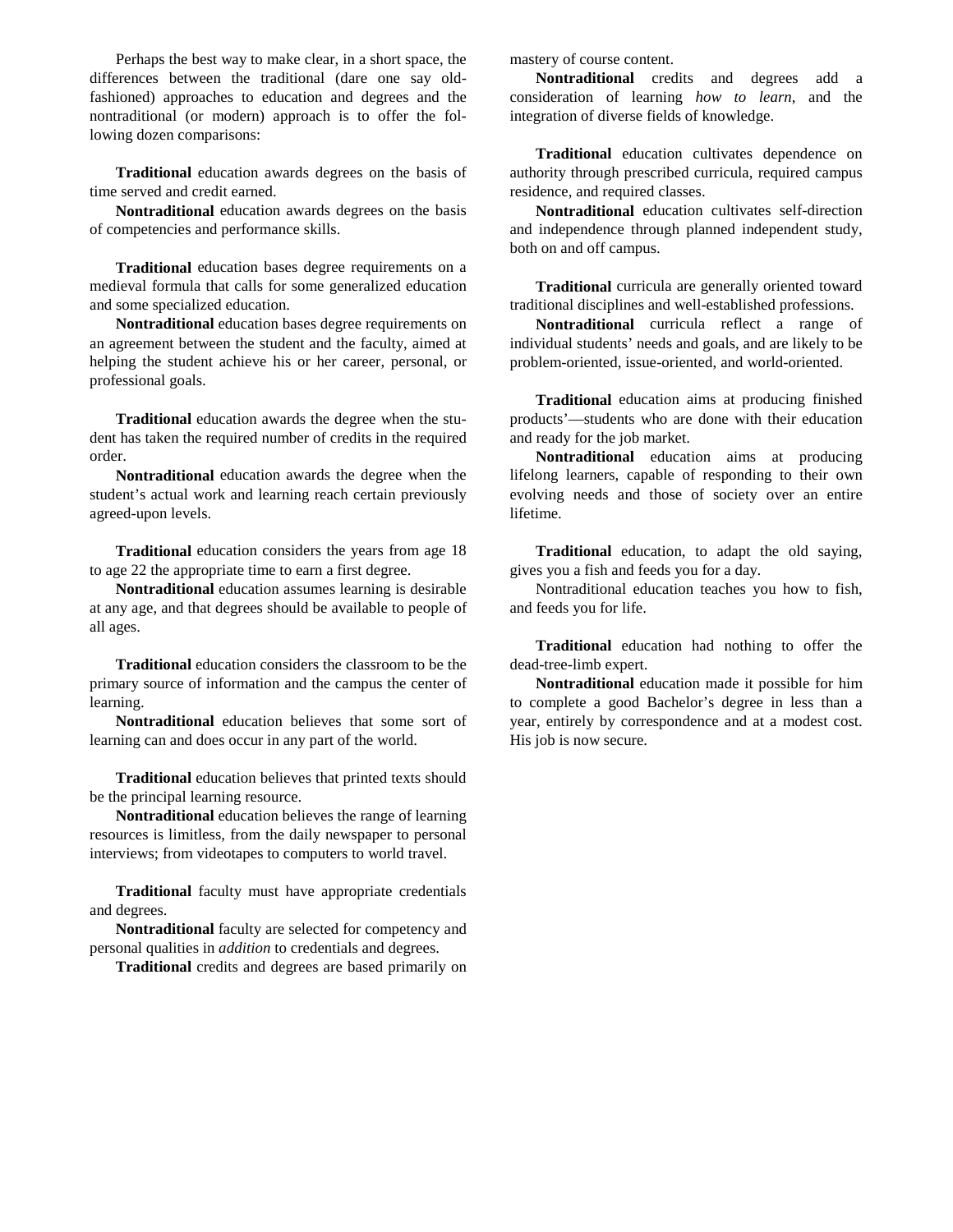Perhaps the best way to make clear, in a short space, the differences between the traditional (dare one say old-fashioned) approaches to education and degrees and the nontraditional (or modern) approach is to offer the following dozen comparisons:

**Traditional** education awards degrees on the basis of time served and credit earned.

**Nontraditional** education awards degrees on the basis of competencies and performance skills.

**Traditional** education bases degree requirements on a medieval formula that calls for some generalized education and some specialized education.

**Nontraditional** education bases degree requirements on an agreement between the student and the faculty, aimed at helping the student achieve his or her career, personal, or professional goals.

**Traditional** education awards the degree when the student has taken the required number of credits in the required order.

**Nontraditional** education awards the degree when the student's actual work and learning reach certain previously agreed-upon levels.

**Traditional** education considers the years from age 18 to age 22 the appropriate time to earn a first degree.

**Nontraditional** education assumes learning is desirable at any age, and that degrees should be available to people of all ages.

**Traditional** education considers the classroom to be the primary source of information and the campus the center of learning.

**Nontraditional** education believes that some sort of learning can and does occur in any part of the world.

**Traditional** education believes that printed texts should be the principal learning resource.

**Nontraditional** education believes the range of learning resources is limitless, from the daily newspaper to personal interviews; from videotapes to computers to world travel.

**Traditional** faculty must have appropriate credentials and degrees.

**Nontraditional** faculty are selected for competency and personal qualities in *addition* to credentials and degrees.

**Traditional** credits and degrees are based primarily on mastery of course content.

**Nontraditional** credits and degrees add a consideration of learning *how to learn*, and the integration of diverse fields of knowledge.

**Traditional** education cultivates dependence on authority through prescribed curricula, required campus residence, and required classes.

**Nontraditional** education cultivates self-direction and independence through planned independent study, both on and off campus.

**Traditional** curricula are generally oriented toward traditional disciplines and well-established professions.

**Nontraditional** curricula reflect a range of individual students' needs and goals, and are likely to be problem-oriented, issue-oriented, and world-oriented.

**Traditional** education aims at producing finished products'—students who are done with their education and ready for the job market.

**Nontraditional** education aims at producing lifelong learners, capable of responding to their own evolving needs and those of society over an entire lifetime.

**Traditional** education, to adapt the old saying, gives you a fish and feeds you for a day.

Nontraditional education teaches you how to fish, and feeds you for life.

**Traditional** education had nothing to offer the dead-tree-limb expert.

**Nontraditional** education made it possible for him to complete a good Bachelor's degree in less than a year, entirely by correspondence and at a modest cost. His job is now secure.